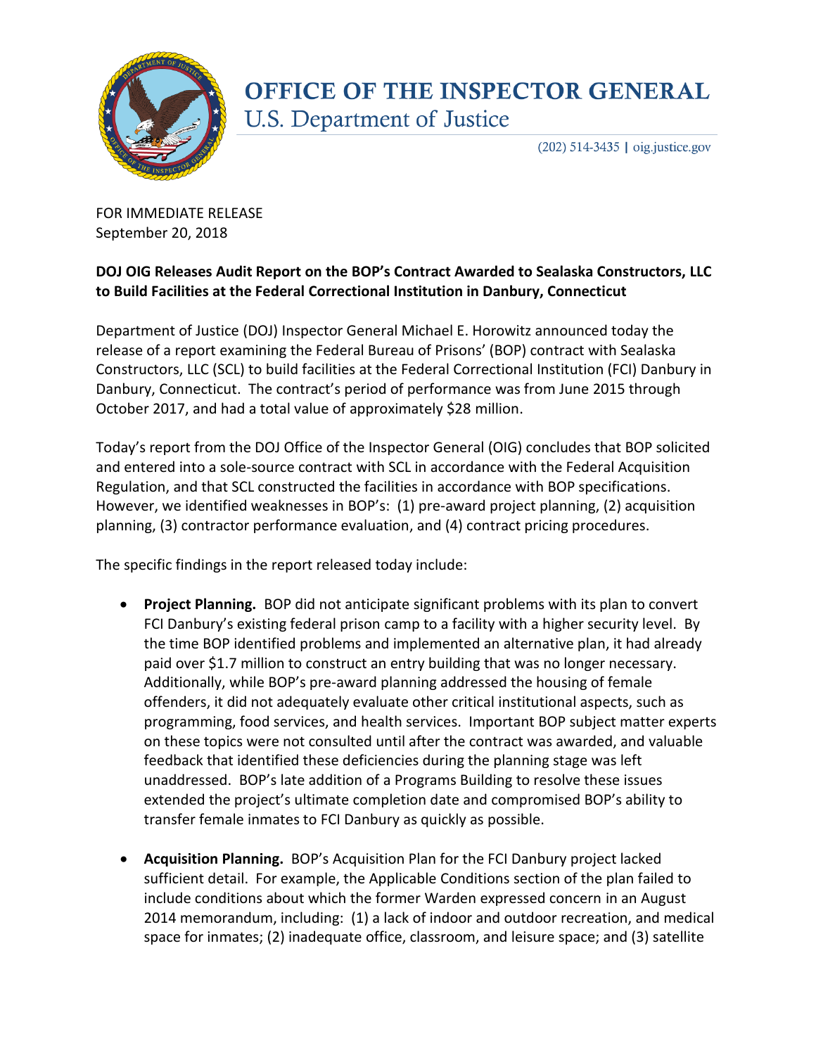# OFFICE OF THE INSPECTOR GENERAL
## U.S. Department of Justice

(202) 514-3435 | oig.justice.gov

FOR IMMEDIATE RELEASE
September 20, 2018

**DOJ OIG Releases Audit Report on the BOP's Contract Awarded to Sealaska Constructors, LLC to Build Facilities at the Federal Correctional Institution in Danbury, Connecticut**

Department of Justice (DOJ) Inspector General Michael E. Horowitz announced today the release of a report examining the Federal Bureau of Prisons' (BOP) contract with Sealaska Constructors, LLC (SCL) to build facilities at the Federal Correctional Institution (FCI) Danbury in Danbury, Connecticut. The contract's period of performance was from June 2015 through October 2017, and had a total value of approximately $28 million.

Today's report from the DOJ Office of the Inspector General (OIG) concludes that BOP solicited and entered into a sole-source contract with SCL in accordance with the Federal Acquisition Regulation, and that SCL constructed the facilities in accordance with BOP specifications. However, we identified weaknesses in BOP's: (1) pre-award project planning, (2) acquisition planning, (3) contractor performance evaluation, and (4) contract pricing procedures.

The specific findings in the report released today include:

- **Project Planning.** BOP did not anticipate significant problems with its plan to convert FCI Danbury's existing federal prison camp to a facility with a higher security level. By the time BOP identified problems and implemented an alternative plan, it had already paid over $1.7 million to construct an entry building that was no longer necessary. Additionally, while BOP's pre-award planning addressed the housing of female offenders, it did not adequately evaluate other critical institutional aspects, such as programming, food services, and health services. Important BOP subject matter experts on these topics were not consulted until after the contract was awarded, and valuable feedback that identified these deficiencies during the planning stage was left unaddressed. BOP's late addition of a Programs Building to resolve these issues extended the project's ultimate completion date and compromised BOP's ability to transfer female inmates to FCI Danbury as quickly as possible.

- **Acquisition Planning.** BOP's Acquisition Plan for the FCI Danbury project lacked sufficient detail. For example, the Applicable Conditions section of the plan failed to include conditions about which the former Warden expressed concern in an August 2014 memorandum, including: (1) a lack of indoor and outdoor recreation, and medical space for inmates; (2) inadequate office, classroom, and leisure space; and (3) satellite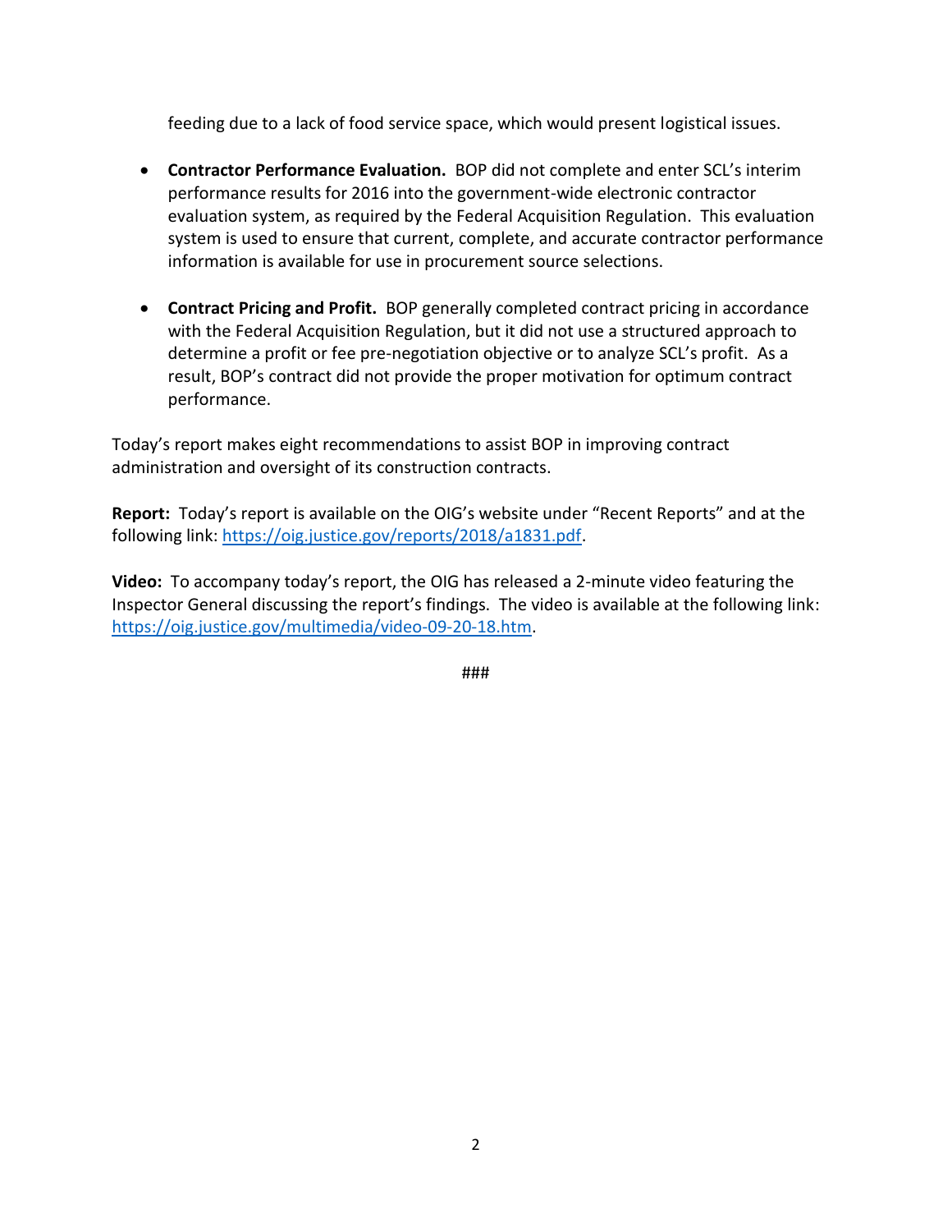feeding due to a lack of food service space, which would present logistical issues.

- **Contractor Performance Evaluation.** BOP did not complete and enter SCL's interim performance results for 2016 into the government-wide electronic contractor evaluation system, as required by the Federal Acquisition Regulation. This evaluation system is used to ensure that current, complete, and accurate contractor performance information is available for use in procurement source selections.

- **Contract Pricing and Profit.** BOP generally completed contract pricing in accordance with the Federal Acquisition Regulation, but it did not use a structured approach to determine a profit or fee pre-negotiation objective or to analyze SCL's profit. As a result, BOP's contract did not provide the proper motivation for optimum contract performance.

Today's report makes eight recommendations to assist BOP in improving contract administration and oversight of its construction contracts.

**Report:** Today's report is available on the OIG's website under "Recent Reports" and at the following link: https://oig.justice.gov/reports/2018/a1831.pdf.

**Video:** To accompany today's report, the OIG has released a 2-minute video featuring the Inspector General discussing the report's findings. The video is available at the following link: https://oig.justice.gov/multimedia/video-09-20-18.htm.

###